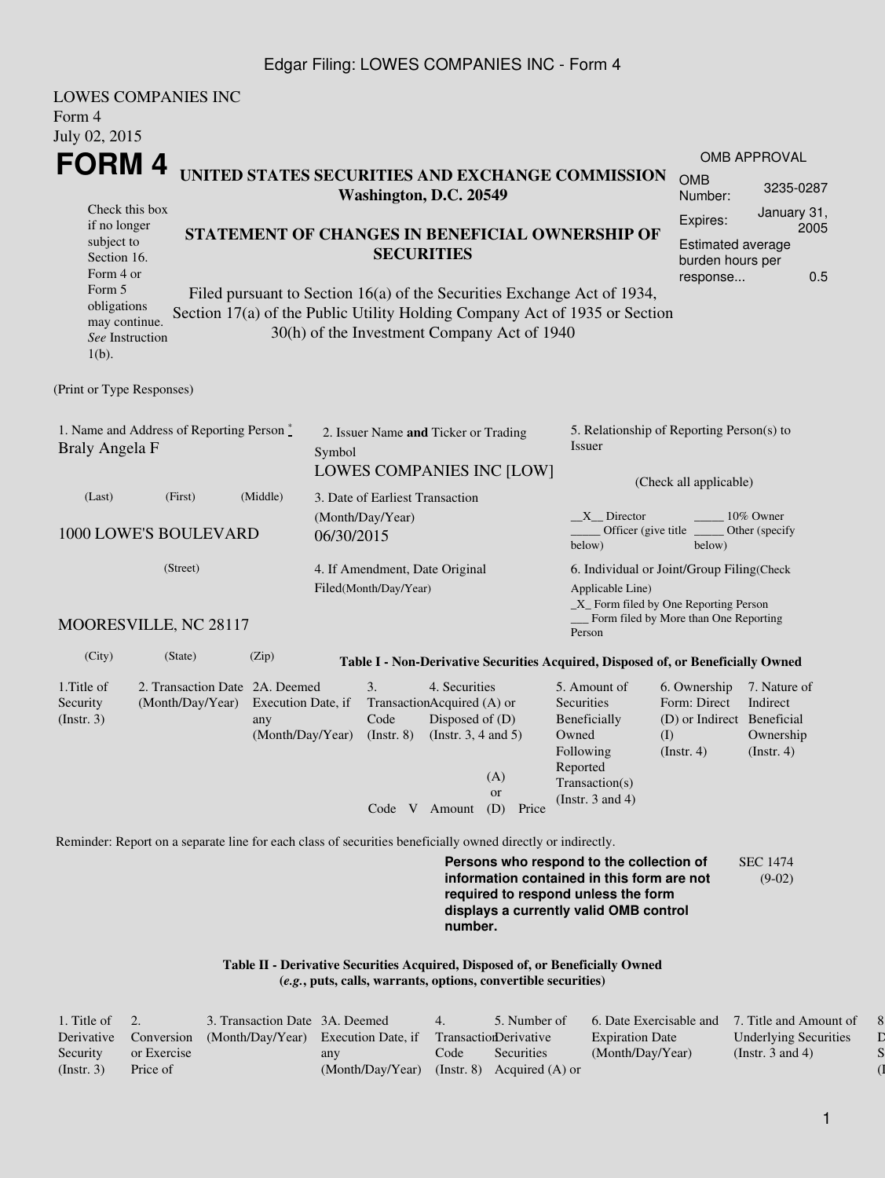LOWES COMPANIES INC
Form 4
July 02, 2015

# FORM 4

## UNITED STATES SECURITIES AND EXCHANGE COMMISSION
**Washington, D.C. 20549**

| OMB APPROVAL | |
|---|---|
| OMB Number: | 3235-0287 |
| Expires: | January 31, 2005 |
| Estimated average burden hours per response... | 0.5 |

Check this box if no longer subject to Section 16. Form 4 or Form 5 obligations may continue. *See* Instruction 1(b).

### STATEMENT OF CHANGES IN BENEFICIAL OWNERSHIP OF SECURITIES

Filed pursuant to Section 16(a) of the Securities Exchange Act of 1934, Section 17(a) of the Public Utility Holding Company Act of 1935 or Section 30(h) of the Investment Company Act of 1940

(Print or Type Responses)

1. Name and Address of Reporting Person *
Braly Angela F

(Last) (First) (Middle)

1000 LOWE'S BOULEVARD

(Street)

MOORESVILLE, NC 28117

(City) (State) (Zip)

2. Issuer Name **and** Ticker or Trading Symbol
LOWES COMPANIES INC [LOW]

3. Date of Earliest Transaction (Month/Day/Year)
06/30/2015

4. If Amendment, Date Original Filed(Month/Day/Year)

5. Relationship of Reporting Person(s) to Issuer

(Check all applicable)

\_\_X\_\_ Director
\_\_\_\_\_ 10% Owner
\_\_\_\_\_ Officer (give title below)
\_\_\_\_\_ Other (specify below)

6. Individual or Joint/Group Filing(Check Applicable Line)
\_X\_ Form filed by One Reporting Person
\_\_\_ Form filed by More than One Reporting Person

**Table I - Non-Derivative Securities Acquired, Disposed of, or Beneficially Owned**

| 1.Title of Security (Instr. 3) | 2. Transaction Date (Month/Day/Year) | 2A. Deemed Execution Date, if any (Month/Day/Year) | 3. Transaction Code (Instr. 8) | | 4. Securities Acquired (A) or Disposed of (D) (Instr. 3, 4 and 5) | | | 5. Amount of Securities Beneficially Owned Following Reported Transaction(s) (Instr. 3 and 4) | 6. Ownership Form: Direct (D) or Indirect (I) (Instr. 4) | 7. Nature of Indirect Beneficial Ownership (Instr. 4) |
|---|---|---|---|---|---|---|---|---|---|---|
| | | | Code | V | Amount | (A) or (D) | Price | | | |

Reminder: Report on a separate line for each class of securities beneficially owned directly or indirectly.

**Persons who respond to the collection of information contained in this form are not required to respond unless the form displays a currently valid OMB control number.**

SEC 1474 (9-02)

**Table II - Derivative Securities Acquired, Disposed of, or Beneficially Owned**
**(*e.g.*, puts, calls, warrants, options, convertible securities)**

| 1. Title of Derivative Security (Instr. 3) | 2. Conversion or Exercise Price of | 3. Transaction Date (Month/Day/Year) | 3A. Deemed Execution Date, if any (Month/Day/Year) | 4. Transaction Code (Instr. 8) | 5. Number of Derivative Securities Acquired (A) or | 6. Date Exercisable and Expiration Date (Month/Day/Year) | 7. Title and Amount of Underlying Securities (Instr. 3 and 4) | 8 D S (I |
|---|---|---|---|---|---|---|---|---|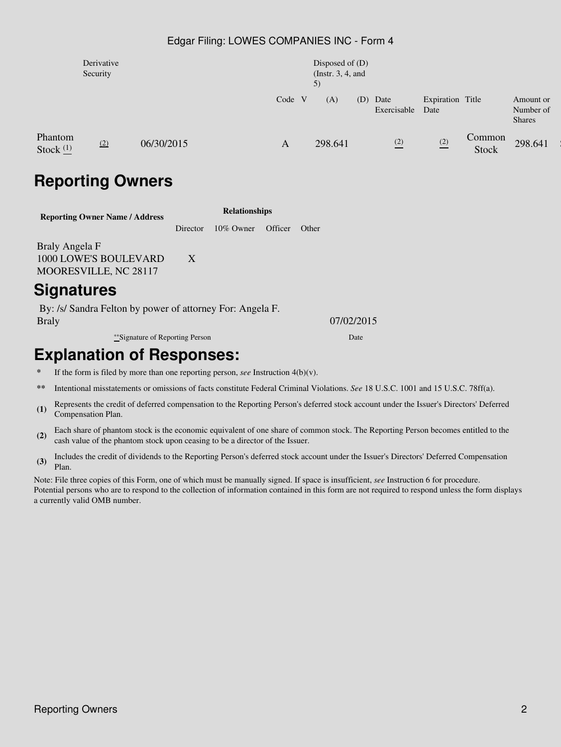| Derivative Security | | | | | Disposed of (D) (Instr. 3, 4, and 5) | | | | | | |
|---|---|---|---|---|---|---|---|---|---|---|---|
| | | | Code | V | (A) | (D) | Date Exercisable | Expiration Date | Title | Amount or Number of Shares | |
| Phantom Stock (1) | (2) | 06/30/2015 | A | | 298.641 | | (2) | (2) | Common Stock | 298.641 | |

## Reporting Owners

| Reporting Owner Name / Address | Relationships | | | |
|---|---|---|---|---|
| | Director | 10% Owner | Officer | Other |
| Braly Angela F<br>1000 LOWE'S BOULEVARD<br>MOORESVILLE, NC 28117 | X | | | |

## Signatures

| | |
|---|---|
| By: /s/ Sandra Felton by power of attorney For: Angela F. Braly | 07/02/2015 |
| **Signature of Reporting Person | Date |

## Explanation of Responses:

- \* If the form is filed by more than one reporting person, *see* Instruction 4(b)(v).
- ** Intentional misstatements or omissions of facts constitute Federal Criminal Violations. *See* 18 U.S.C. 1001 and 15 U.S.C. 78ff(a).
- **(1)** Represents the credit of deferred compensation to the Reporting Person's deferred stock account under the Issuer's Directors' Deferred Compensation Plan.
- **(2)** Each share of phantom stock is the economic equivalent of one share of common stock. The Reporting Person becomes entitled to the cash value of the phantom stock upon ceasing to be a director of the Issuer.
- **(3)** Includes the credit of dividends to the Reporting Person's deferred stock account under the Issuer's Directors' Deferred Compensation Plan.

Note: File three copies of this Form, one of which must be manually signed. If space is insufficient, *see* Instruction 6 for procedure.
Potential persons who are to respond to the collection of information contained in this form are not required to respond unless the form displays a currently valid OMB number.